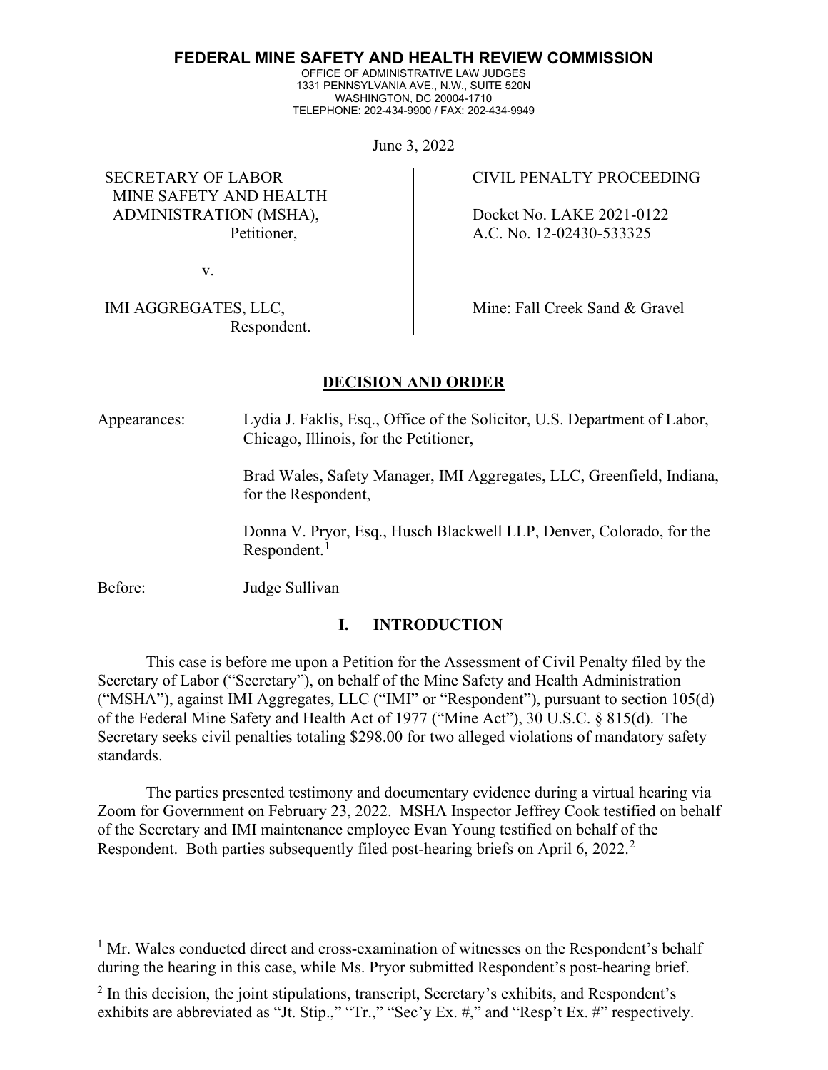**FEDERAL MINE SAFETY AND HEALTH REVIEW COMMISSION**

OFFICE OF ADMINISTRATIVE LAW JUDGES
1331 PENNSYLVANIA AVE., N.W., SUITE 520N
WASHINGTON, DC 20004-1710
TELEPHONE: 202-434-9900 / FAX: 202-434-9949

June 3, 2022

| | |
|---|---|
| SECRETARY OF LABOR MINE SAFETY AND HEALTH ADMINISTRATION (MSHA), Petitioner, | CIVIL PENALTY PROCEEDING |
| | Docket No. LAKE 2021-0122 A.C. No. 12-02430-533325 |
| v. | |
| IMI AGGREGATES, LLC, Respondent. | Mine: Fall Creek Sand & Gravel |

## DECISION AND ORDER

Appearances: Lydia J. Faklis, Esq., Office of the Solicitor, U.S. Department of Labor, Chicago, Illinois, for the Petitioner,

Brad Wales, Safety Manager, IMI Aggregates, LLC, Greenfield, Indiana, for the Respondent,

Donna V. Pryor, Esq., Husch Blackwell LLP, Denver, Colorado, for the Respondent.[1]

Before: Judge Sullivan

## I. INTRODUCTION

This case is before me upon a Petition for the Assessment of Civil Penalty filed by the Secretary of Labor ("Secretary"), on behalf of the Mine Safety and Health Administration ("MSHA"), against IMI Aggregates, LLC ("IMI" or "Respondent"), pursuant to section 105(d) of the Federal Mine Safety and Health Act of 1977 ("Mine Act"), 30 U.S.C. § 815(d). The Secretary seeks civil penalties totaling $298.00 for two alleged violations of mandatory safety standards.

The parties presented testimony and documentary evidence during a virtual hearing via Zoom for Government on February 23, 2022. MSHA Inspector Jeffrey Cook testified on behalf of the Secretary and IMI maintenance employee Evan Young testified on behalf of the Respondent. Both parties subsequently filed post-hearing briefs on April 6, 2022.[2]

---

[1] Mr. Wales conducted direct and cross-examination of witnesses on the Respondent's behalf during the hearing in this case, while Ms. Pryor submitted Respondent's post-hearing brief.

[2] In this decision, the joint stipulations, transcript, Secretary's exhibits, and Respondent's exhibits are abbreviated as "Jt. Stip.," "Tr.," "Sec'y Ex. #," and "Resp't Ex. #" respectively.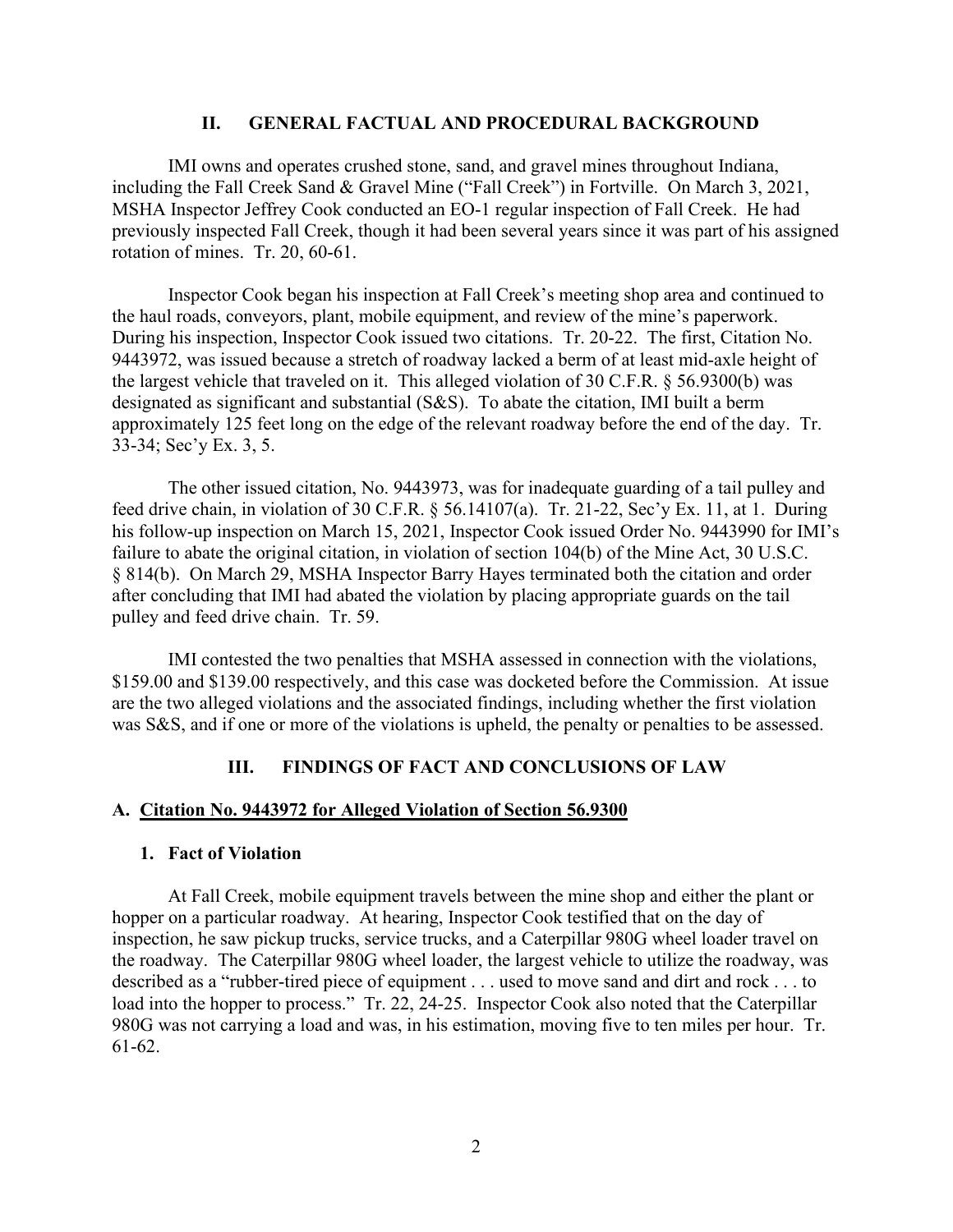## II. GENERAL FACTUAL AND PROCEDURAL BACKGROUND

IMI owns and operates crushed stone, sand, and gravel mines throughout Indiana, including the Fall Creek Sand & Gravel Mine ("Fall Creek") in Fortville. On March 3, 2021, MSHA Inspector Jeffrey Cook conducted an EO-1 regular inspection of Fall Creek. He had previously inspected Fall Creek, though it had been several years since it was part of his assigned rotation of mines. Tr. 20, 60-61.

Inspector Cook began his inspection at Fall Creek's meeting shop area and continued to the haul roads, conveyors, plant, mobile equipment, and review of the mine's paperwork. During his inspection, Inspector Cook issued two citations. Tr. 20-22. The first, Citation No. 9443972, was issued because a stretch of roadway lacked a berm of at least mid-axle height of the largest vehicle that traveled on it. This alleged violation of 30 C.F.R. § 56.9300(b) was designated as significant and substantial (S&S). To abate the citation, IMI built a berm approximately 125 feet long on the edge of the relevant roadway before the end of the day. Tr. 33-34; Sec'y Ex. 3, 5.

The other issued citation, No. 9443973, was for inadequate guarding of a tail pulley and feed drive chain, in violation of 30 C.F.R. § 56.14107(a). Tr. 21-22, Sec'y Ex. 11, at 1. During his follow-up inspection on March 15, 2021, Inspector Cook issued Order No. 9443990 for IMI's failure to abate the original citation, in violation of section 104(b) of the Mine Act, 30 U.S.C. § 814(b). On March 29, MSHA Inspector Barry Hayes terminated both the citation and order after concluding that IMI had abated the violation by placing appropriate guards on the tail pulley and feed drive chain. Tr. 59.

IMI contested the two penalties that MSHA assessed in connection with the violations, \$159.00 and \$139.00 respectively, and this case was docketed before the Commission. At issue are the two alleged violations and the associated findings, including whether the first violation was S&S, and if one or more of the violations is upheld, the penalty or penalties to be assessed.

## III. FINDINGS OF FACT AND CONCLUSIONS OF LAW

### A. Citation No. 9443972 for Alleged Violation of Section 56.9300

#### 1. Fact of Violation

At Fall Creek, mobile equipment travels between the mine shop and either the plant or hopper on a particular roadway. At hearing, Inspector Cook testified that on the day of inspection, he saw pickup trucks, service trucks, and a Caterpillar 980G wheel loader travel on the roadway. The Caterpillar 980G wheel loader, the largest vehicle to utilize the roadway, was described as a "rubber-tired piece of equipment . . . used to move sand and dirt and rock . . . to load into the hopper to process." Tr. 22, 24-25. Inspector Cook also noted that the Caterpillar 980G was not carrying a load and was, in his estimation, moving five to ten miles per hour. Tr. 61-62.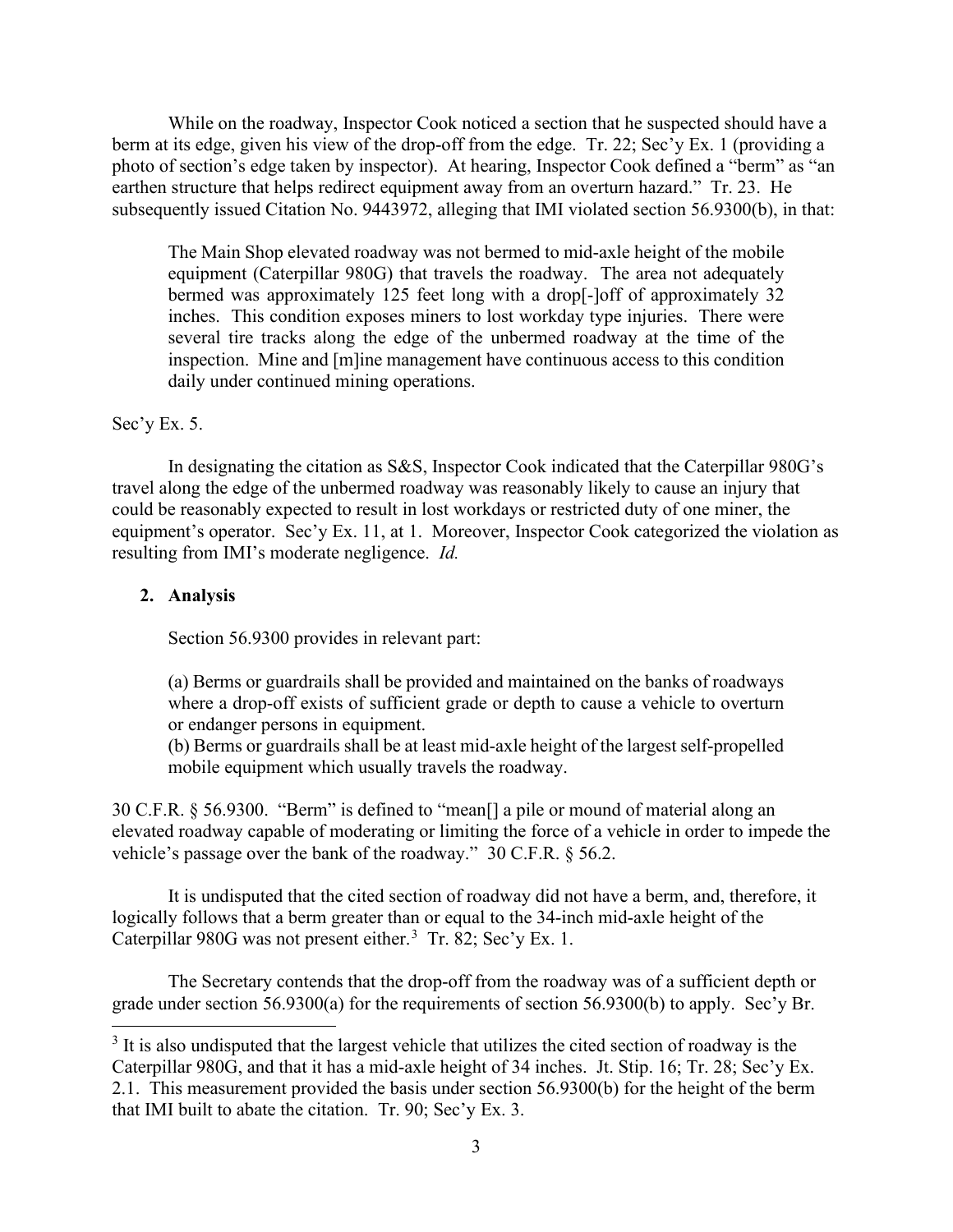While on the roadway, Inspector Cook noticed a section that he suspected should have a berm at its edge, given his view of the drop-off from the edge. Tr. 22; Sec'y Ex. 1 (providing a photo of section's edge taken by inspector). At hearing, Inspector Cook defined a "berm" as "an earthen structure that helps redirect equipment away from an overturn hazard." Tr. 23. He subsequently issued Citation No. 9443972, alleging that IMI violated section 56.9300(b), in that:

> The Main Shop elevated roadway was not bermed to mid-axle height of the mobile equipment (Caterpillar 980G) that travels the roadway. The area not adequately bermed was approximately 125 feet long with a drop[-]off of approximately 32 inches. This condition exposes miners to lost workday type injuries. There were several tire tracks along the edge of the unbermed roadway at the time of the inspection. Mine and [m]ine management have continuous access to this condition daily under continued mining operations.

Sec'y Ex. 5.

In designating the citation as S&S, Inspector Cook indicated that the Caterpillar 980G's travel along the edge of the unbermed roadway was reasonably likely to cause an injury that could be reasonably expected to result in lost workdays or restricted duty of one miner, the equipment's operator. Sec'y Ex. 11, at 1. Moreover, Inspector Cook categorized the violation as resulting from IMI's moderate negligence. *Id.*

### 2. Analysis

Section 56.9300 provides in relevant part:

> (a) Berms or guardrails shall be provided and maintained on the banks of roadways where a drop-off exists of sufficient grade or depth to cause a vehicle to overturn or endanger persons in equipment.
> (b) Berms or guardrails shall be at least mid-axle height of the largest self-propelled mobile equipment which usually travels the roadway.

30 C.F.R. § 56.9300. "Berm" is defined to "mean[] a pile or mound of material along an elevated roadway capable of moderating or limiting the force of a vehicle in order to impede the vehicle's passage over the bank of the roadway." 30 C.F.R. § 56.2.

It is undisputed that the cited section of roadway did not have a berm, and, therefore, it logically follows that a berm greater than or equal to the 34-inch mid-axle height of the Caterpillar 980G was not present either.[3] Tr. 82; Sec'y Ex. 1.

The Secretary contends that the drop-off from the roadway was of a sufficient depth or grade under section 56.9300(a) for the requirements of section 56.9300(b) to apply. Sec'y Br.

---

[3] It is also undisputed that the largest vehicle that utilizes the cited section of roadway is the Caterpillar 980G, and that it has a mid-axle height of 34 inches. Jt. Stip. 16; Tr. 28; Sec'y Ex. 2.1. This measurement provided the basis under section 56.9300(b) for the height of the berm that IMI built to abate the citation. Tr. 90; Sec'y Ex. 3.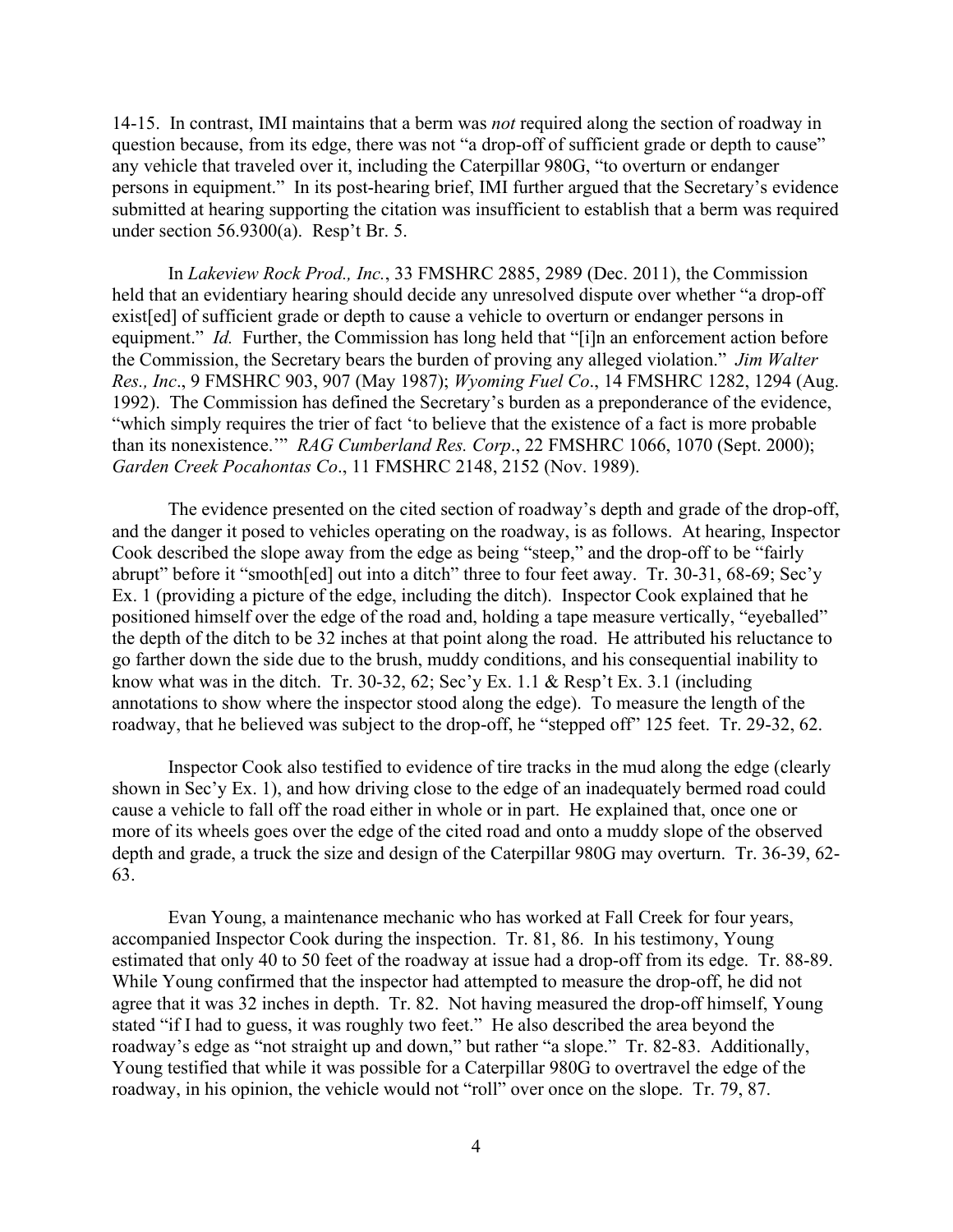14-15. In contrast, IMI maintains that a berm was *not* required along the section of roadway in question because, from its edge, there was not "a drop-off of sufficient grade or depth to cause" any vehicle that traveled over it, including the Caterpillar 980G, "to overturn or endanger persons in equipment." In its post-hearing brief, IMI further argued that the Secretary's evidence submitted at hearing supporting the citation was insufficient to establish that a berm was required under section 56.9300(a). Resp't Br. 5.

In *Lakeview Rock Prod., Inc.*, 33 FMSHRC 2885, 2989 (Dec. 2011), the Commission held that an evidentiary hearing should decide any unresolved dispute over whether "a drop-off exist[ed] of sufficient grade or depth to cause a vehicle to overturn or endanger persons in equipment." *Id.* Further, the Commission has long held that "[i]n an enforcement action before the Commission, the Secretary bears the burden of proving any alleged violation." *Jim Walter Res., Inc*., 9 FMSHRC 903, 907 (May 1987); *Wyoming Fuel Co*., 14 FMSHRC 1282, 1294 (Aug. 1992). The Commission has defined the Secretary's burden as a preponderance of the evidence, "which simply requires the trier of fact 'to believe that the existence of a fact is more probable than its nonexistence.'" *RAG Cumberland Res. Corp*., 22 FMSHRC 1066, 1070 (Sept. 2000); *Garden Creek Pocahontas Co*., 11 FMSHRC 2148, 2152 (Nov. 1989).

The evidence presented on the cited section of roadway's depth and grade of the drop-off, and the danger it posed to vehicles operating on the roadway, is as follows. At hearing, Inspector Cook described the slope away from the edge as being "steep," and the drop-off to be "fairly abrupt" before it "smooth[ed] out into a ditch" three to four feet away. Tr. 30-31, 68-69; Sec'y Ex. 1 (providing a picture of the edge, including the ditch). Inspector Cook explained that he positioned himself over the edge of the road and, holding a tape measure vertically, "eyeballed" the depth of the ditch to be 32 inches at that point along the road. He attributed his reluctance to go farther down the side due to the brush, muddy conditions, and his consequential inability to know what was in the ditch. Tr. 30-32, 62; Sec'y Ex. 1.1 & Resp't Ex. 3.1 (including annotations to show where the inspector stood along the edge). To measure the length of the roadway, that he believed was subject to the drop-off, he "stepped off" 125 feet. Tr. 29-32, 62.

Inspector Cook also testified to evidence of tire tracks in the mud along the edge (clearly shown in Sec'y Ex. 1), and how driving close to the edge of an inadequately bermed road could cause a vehicle to fall off the road either in whole or in part. He explained that, once one or more of its wheels goes over the edge of the cited road and onto a muddy slope of the observed depth and grade, a truck the size and design of the Caterpillar 980G may overturn. Tr. 36-39, 62-63.

Evan Young, a maintenance mechanic who has worked at Fall Creek for four years, accompanied Inspector Cook during the inspection. Tr. 81, 86. In his testimony, Young estimated that only 40 to 50 feet of the roadway at issue had a drop-off from its edge. Tr. 88-89. While Young confirmed that the inspector had attempted to measure the drop-off, he did not agree that it was 32 inches in depth. Tr. 82. Not having measured the drop-off himself, Young stated "if I had to guess, it was roughly two feet." He also described the area beyond the roadway's edge as "not straight up and down," but rather "a slope." Tr. 82-83. Additionally, Young testified that while it was possible for a Caterpillar 980G to overtravel the edge of the roadway, in his opinion, the vehicle would not "roll" over once on the slope. Tr. 79, 87.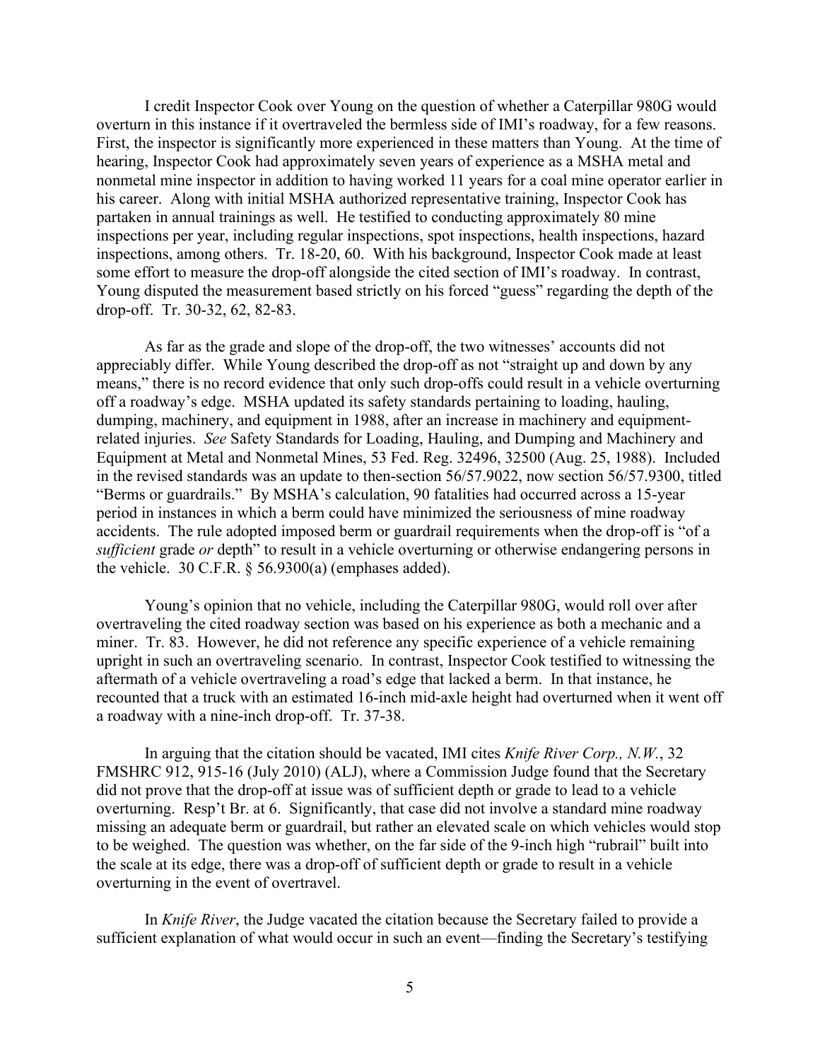I credit Inspector Cook over Young on the question of whether a Caterpillar 980G would overturn in this instance if it overtraveled the bermless side of IMI's roadway, for a few reasons. First, the inspector is significantly more experienced in these matters than Young. At the time of hearing, Inspector Cook had approximately seven years of experience as a MSHA metal and nonmetal mine inspector in addition to having worked 11 years for a coal mine operator earlier in his career. Along with initial MSHA authorized representative training, Inspector Cook has partaken in annual trainings as well. He testified to conducting approximately 80 mine inspections per year, including regular inspections, spot inspections, health inspections, hazard inspections, among others. Tr. 18-20, 60. With his background, Inspector Cook made at least some effort to measure the drop-off alongside the cited section of IMI's roadway. In contrast, Young disputed the measurement based strictly on his forced "guess" regarding the depth of the drop-off. Tr. 30-32, 62, 82-83.

As far as the grade and slope of the drop-off, the two witnesses' accounts did not appreciably differ. While Young described the drop-off as not "straight up and down by any means," there is no record evidence that only such drop-offs could result in a vehicle overturning off a roadway's edge. MSHA updated its safety standards pertaining to loading, hauling, dumping, machinery, and equipment in 1988, after an increase in machinery and equipment-related injuries. *See* Safety Standards for Loading, Hauling, and Dumping and Machinery and Equipment at Metal and Nonmetal Mines, 53 Fed. Reg. 32496, 32500 (Aug. 25, 1988). Included in the revised standards was an update to then-section 56/57.9022, now section 56/57.9300, titled "Berms or guardrails." By MSHA's calculation, 90 fatalities had occurred across a 15-year period in instances in which a berm could have minimized the seriousness of mine roadway accidents. The rule adopted imposed berm or guardrail requirements when the drop-off is "of a *sufficient* grade *or* depth" to result in a vehicle overturning or otherwise endangering persons in the vehicle. 30 C.F.R. § 56.9300(a) (emphases added).

Young's opinion that no vehicle, including the Caterpillar 980G, would roll over after overtraveling the cited roadway section was based on his experience as both a mechanic and a miner. Tr. 83. However, he did not reference any specific experience of a vehicle remaining upright in such an overtraveling scenario. In contrast, Inspector Cook testified to witnessing the aftermath of a vehicle overtraveling a road's edge that lacked a berm. In that instance, he recounted that a truck with an estimated 16-inch mid-axle height had overturned when it went off a roadway with a nine-inch drop-off. Tr. 37-38.

In arguing that the citation should be vacated, IMI cites *Knife River Corp., N.W.*, 32 FMSHRC 912, 915-16 (July 2010) (ALJ), where a Commission Judge found that the Secretary did not prove that the drop-off at issue was of sufficient depth or grade to lead to a vehicle overturning. Resp't Br. at 6. Significantly, that case did not involve a standard mine roadway missing an adequate berm or guardrail, but rather an elevated scale on which vehicles would stop to be weighed. The question was whether, on the far side of the 9-inch high "rubrail" built into the scale at its edge, there was a drop-off of sufficient depth or grade to result in a vehicle overturning in the event of overtravel.

In *Knife River*, the Judge vacated the citation because the Secretary failed to provide a sufficient explanation of what would occur in such an event—finding the Secretary's testifying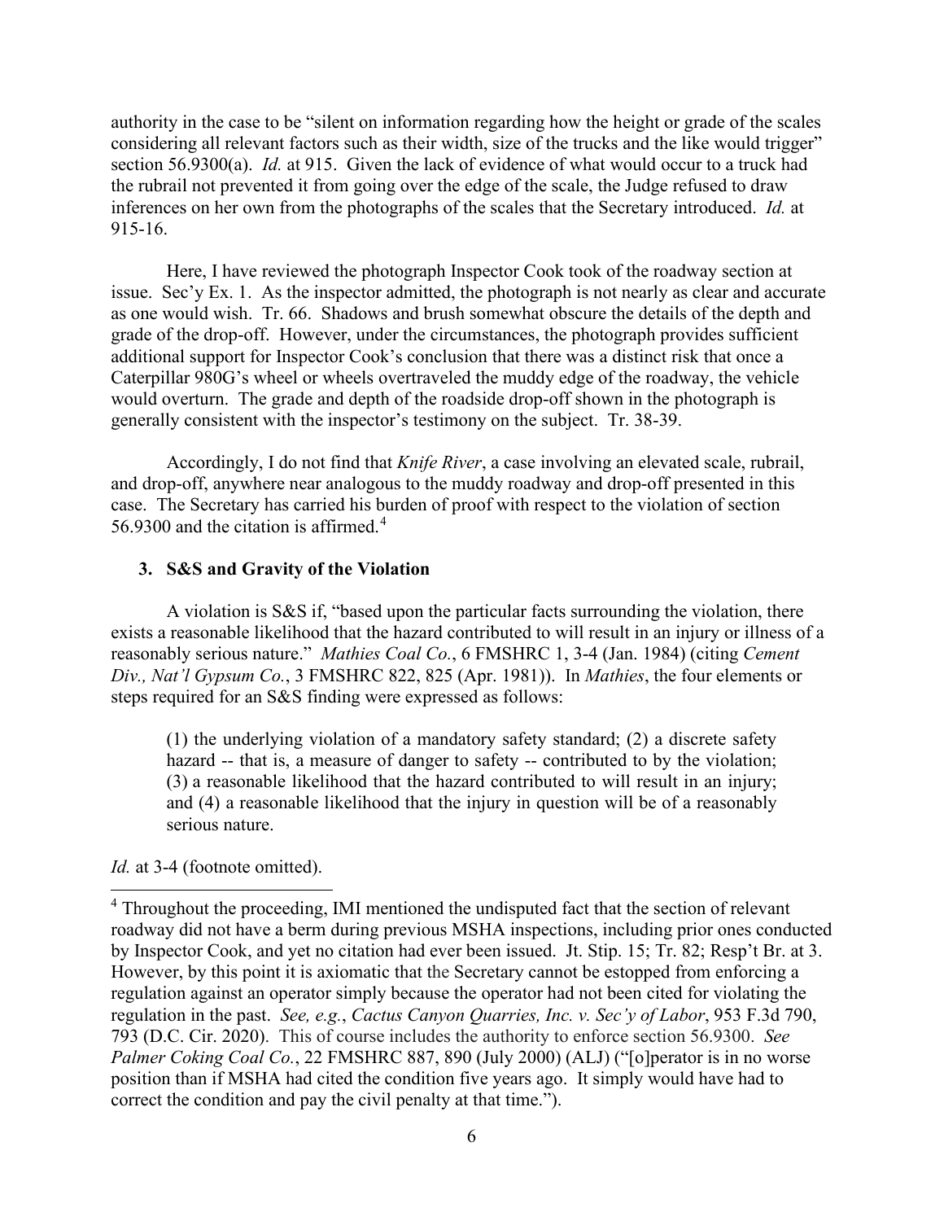authority in the case to be "silent on information regarding how the height or grade of the scales considering all relevant factors such as their width, size of the trucks and the like would trigger" section 56.9300(a). *Id.* at 915. Given the lack of evidence of what would occur to a truck had the rubrail not prevented it from going over the edge of the scale, the Judge refused to draw inferences on her own from the photographs of the scales that the Secretary introduced. *Id.* at 915-16.

Here, I have reviewed the photograph Inspector Cook took of the roadway section at issue. Sec'y Ex. 1. As the inspector admitted, the photograph is not nearly as clear and accurate as one would wish. Tr. 66. Shadows and brush somewhat obscure the details of the depth and grade of the drop-off. However, under the circumstances, the photograph provides sufficient additional support for Inspector Cook's conclusion that there was a distinct risk that once a Caterpillar 980G's wheel or wheels overtraveled the muddy edge of the roadway, the vehicle would overturn. The grade and depth of the roadside drop-off shown in the photograph is generally consistent with the inspector's testimony on the subject. Tr. 38-39.

Accordingly, I do not find that *Knife River*, a case involving an elevated scale, rubrail, and drop-off, anywhere near analogous to the muddy roadway and drop-off presented in this case. The Secretary has carried his burden of proof with respect to the violation of section 56.9300 and the citation is affirmed.[4]

### 3. S&S and Gravity of the Violation

A violation is S&S if, "based upon the particular facts surrounding the violation, there exists a reasonable likelihood that the hazard contributed to will result in an injury or illness of a reasonably serious nature." *Mathies Coal Co.*, 6 FMSHRC 1, 3-4 (Jan. 1984) (citing *Cement Div., Nat'l Gypsum Co.*, 3 FMSHRC 822, 825 (Apr. 1981)). In *Mathies*, the four elements or steps required for an S&S finding were expressed as follows:

> (1) the underlying violation of a mandatory safety standard; (2) a discrete safety hazard -- that is, a measure of danger to safety -- contributed to by the violation; (3) a reasonable likelihood that the hazard contributed to will result in an injury; and (4) a reasonable likelihood that the injury in question will be of a reasonably serious nature.

*Id.* at 3-4 (footnote omitted).

---

[4] Throughout the proceeding, IMI mentioned the undisputed fact that the section of relevant roadway did not have a berm during previous MSHA inspections, including prior ones conducted by Inspector Cook, and yet no citation had ever been issued. Jt. Stip. 15; Tr. 82; Resp't Br. at 3. However, by this point it is axiomatic that the Secretary cannot be estopped from enforcing a regulation against an operator simply because the operator had not been cited for violating the regulation in the past. *See, e.g.*, *Cactus Canyon Quarries, Inc. v. Sec'y of Labor*, 953 F.3d 790, 793 (D.C. Cir. 2020). This of course includes the authority to enforce section 56.9300. *See Palmer Coking Coal Co.*, 22 FMSHRC 887, 890 (July 2000) (ALJ) ("[o]perator is in no worse position than if MSHA had cited the condition five years ago. It simply would have had to correct the condition and pay the civil penalty at that time.").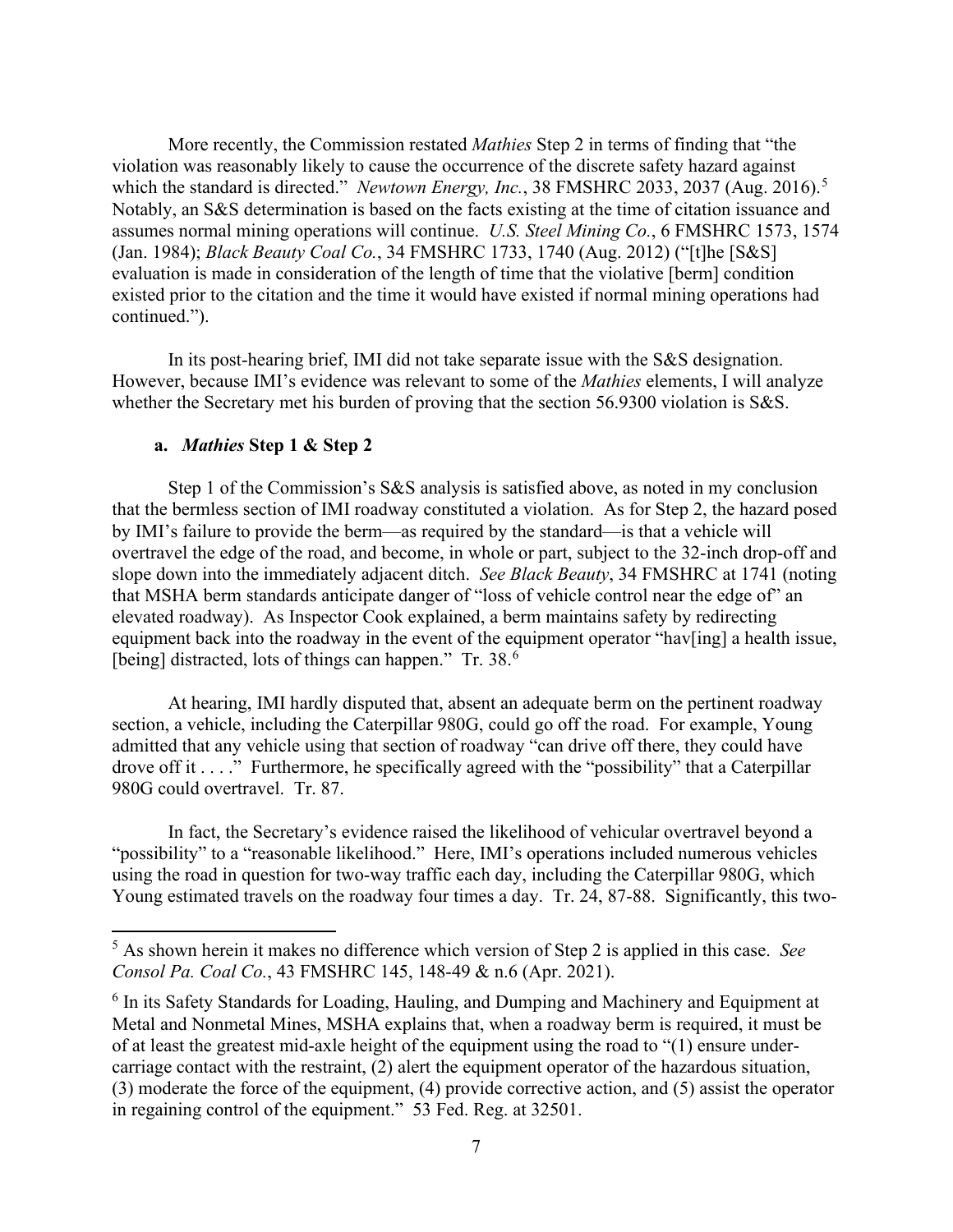More recently, the Commission restated *Mathies* Step 2 in terms of finding that "the violation was reasonably likely to cause the occurrence of the discrete safety hazard against which the standard is directed." *Newtown Energy, Inc.*, 38 FMSHRC 2033, 2037 (Aug. 2016).[5] Notably, an S&S determination is based on the facts existing at the time of citation issuance and assumes normal mining operations will continue. *U.S. Steel Mining Co.*, 6 FMSHRC 1573, 1574 (Jan. 1984); *Black Beauty Coal Co.*, 34 FMSHRC 1733, 1740 (Aug. 2012) ("[t]he [S&S] evaluation is made in consideration of the length of time that the violative [berm] condition existed prior to the citation and the time it would have existed if normal mining operations had continued.").

In its post-hearing brief, IMI did not take separate issue with the S&S designation. However, because IMI's evidence was relevant to some of the *Mathies* elements, I will analyze whether the Secretary met his burden of proving that the section 56.9300 violation is S&S.

**a. *Mathies* Step 1 & Step 2**

Step 1 of the Commission's S&S analysis is satisfied above, as noted in my conclusion that the bermless section of IMI roadway constituted a violation. As for Step 2, the hazard posed by IMI's failure to provide the berm—as required by the standard—is that a vehicle will overtravel the edge of the road, and become, in whole or part, subject to the 32-inch drop-off and slope down into the immediately adjacent ditch. *See Black Beauty*, 34 FMSHRC at 1741 (noting that MSHA berm standards anticipate danger of "loss of vehicle control near the edge of" an elevated roadway). As Inspector Cook explained, a berm maintains safety by redirecting equipment back into the roadway in the event of the equipment operator "hav[ing] a health issue, [being] distracted, lots of things can happen." Tr. 38.[6]

At hearing, IMI hardly disputed that, absent an adequate berm on the pertinent roadway section, a vehicle, including the Caterpillar 980G, could go off the road. For example, Young admitted that any vehicle using that section of roadway "can drive off there, they could have drove off it . . . ." Furthermore, he specifically agreed with the "possibility" that a Caterpillar 980G could overtravel. Tr. 87.

In fact, the Secretary's evidence raised the likelihood of vehicular overtravel beyond a "possibility" to a "reasonable likelihood." Here, IMI's operations included numerous vehicles using the road in question for two-way traffic each day, including the Caterpillar 980G, which Young estimated travels on the roadway four times a day. Tr. 24, 87-88. Significantly, this two-

---

[5] As shown herein it makes no difference which version of Step 2 is applied in this case. *See Consol Pa. Coal Co.*, 43 FMSHRC 145, 148-49 & n.6 (Apr. 2021).

[6] In its Safety Standards for Loading, Hauling, and Dumping and Machinery and Equipment at Metal and Nonmetal Mines, MSHA explains that, when a roadway berm is required, it must be of at least the greatest mid-axle height of the equipment using the road to "(1) ensure under-carriage contact with the restraint, (2) alert the equipment operator of the hazardous situation, (3) moderate the force of the equipment, (4) provide corrective action, and (5) assist the operator in regaining control of the equipment." 53 Fed. Reg. at 32501.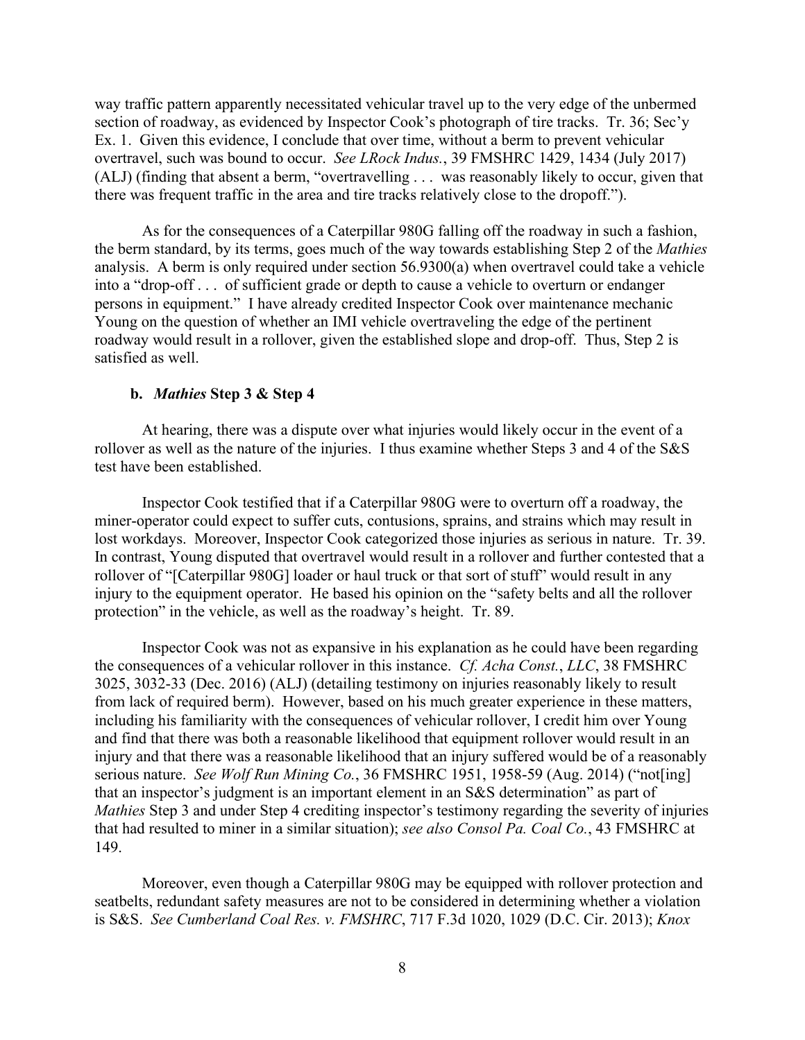way traffic pattern apparently necessitated vehicular travel up to the very edge of the unbermed section of roadway, as evidenced by Inspector Cook's photograph of tire tracks. Tr. 36; Sec'y Ex. 1. Given this evidence, I conclude that over time, without a berm to prevent vehicular overtravel, such was bound to occur. *See LRock Indus.*, 39 FMSHRC 1429, 1434 (July 2017) (ALJ) (finding that absent a berm, "overtravelling . . . was reasonably likely to occur, given that there was frequent traffic in the area and tire tracks relatively close to the dropoff.").

As for the consequences of a Caterpillar 980G falling off the roadway in such a fashion, the berm standard, by its terms, goes much of the way towards establishing Step 2 of the *Mathies* analysis. A berm is only required under section 56.9300(a) when overtravel could take a vehicle into a "drop-off . . . of sufficient grade or depth to cause a vehicle to overturn or endanger persons in equipment." I have already credited Inspector Cook over maintenance mechanic Young on the question of whether an IMI vehicle overtraveling the edge of the pertinent roadway would result in a rollover, given the established slope and drop-off. Thus, Step 2 is satisfied as well.

**b. *Mathies* Step 3 & Step 4**

At hearing, there was a dispute over what injuries would likely occur in the event of a rollover as well as the nature of the injuries. I thus examine whether Steps 3 and 4 of the S&S test have been established.

Inspector Cook testified that if a Caterpillar 980G were to overturn off a roadway, the miner-operator could expect to suffer cuts, contusions, sprains, and strains which may result in lost workdays. Moreover, Inspector Cook categorized those injuries as serious in nature. Tr. 39. In contrast, Young disputed that overtravel would result in a rollover and further contested that a rollover of "[Caterpillar 980G] loader or haul truck or that sort of stuff" would result in any injury to the equipment operator. He based his opinion on the "safety belts and all the rollover protection" in the vehicle, as well as the roadway's height. Tr. 89.

Inspector Cook was not as expansive in his explanation as he could have been regarding the consequences of a vehicular rollover in this instance. *Cf. Acha Const., LLC*, 38 FMSHRC 3025, 3032-33 (Dec. 2016) (ALJ) (detailing testimony on injuries reasonably likely to result from lack of required berm). However, based on his much greater experience in these matters, including his familiarity with the consequences of vehicular rollover, I credit him over Young and find that there was both a reasonable likelihood that equipment rollover would result in an injury and that there was a reasonable likelihood that an injury suffered would be of a reasonably serious nature. *See Wolf Run Mining Co.*, 36 FMSHRC 1951, 1958-59 (Aug. 2014) ("not[ing] that an inspector's judgment is an important element in an S&S determination" as part of *Mathies* Step 3 and under Step 4 crediting inspector's testimony regarding the severity of injuries that had resulted to miner in a similar situation); *see also Consol Pa. Coal Co.*, 43 FMSHRC at 149.

Moreover, even though a Caterpillar 980G may be equipped with rollover protection and seatbelts, redundant safety measures are not to be considered in determining whether a violation is S&S. *See Cumberland Coal Res. v. FMSHRC*, 717 F.3d 1020, 1029 (D.C. Cir. 2013); *Knox*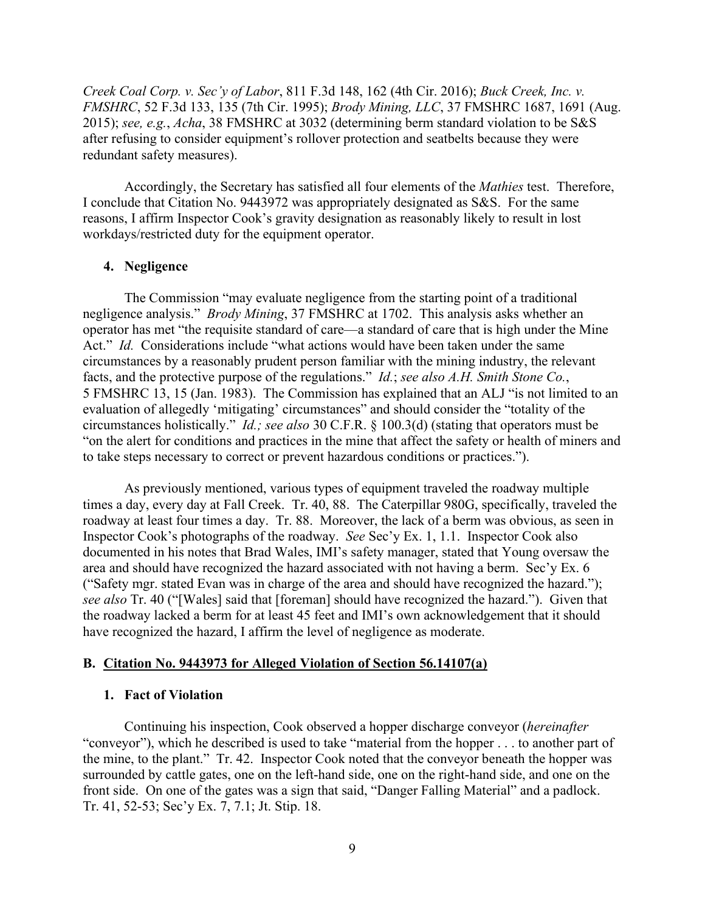*Creek Coal Corp. v. Sec'y of Labor*, 811 F.3d 148, 162 (4th Cir. 2016); *Buck Creek, Inc. v. FMSHRC*, 52 F.3d 133, 135 (7th Cir. 1995); *Brody Mining, LLC*, 37 FMSHRC 1687, 1691 (Aug. 2015); *see, e.g.*, *Acha*, 38 FMSHRC at 3032 (determining berm standard violation to be S&S after refusing to consider equipment's rollover protection and seatbelts because they were redundant safety measures).

Accordingly, the Secretary has satisfied all four elements of the *Mathies* test. Therefore, I conclude that Citation No. 9443972 was appropriately designated as S&S. For the same reasons, I affirm Inspector Cook's gravity designation as reasonably likely to result in lost workdays/restricted duty for the equipment operator.

#### 4. Negligence

The Commission "may evaluate negligence from the starting point of a traditional negligence analysis." *Brody Mining*, 37 FMSHRC at 1702. This analysis asks whether an operator has met "the requisite standard of care—a standard of care that is high under the Mine Act." *Id.* Considerations include "what actions would have been taken under the same circumstances by a reasonably prudent person familiar with the mining industry, the relevant facts, and the protective purpose of the regulations." *Id.*; *see also A.H. Smith Stone Co.*, 5 FMSHRC 13, 15 (Jan. 1983). The Commission has explained that an ALJ "is not limited to an evaluation of allegedly 'mitigating' circumstances" and should consider the "totality of the circumstances holistically." *Id.; see also* 30 C.F.R. § 100.3(d) (stating that operators must be "on the alert for conditions and practices in the mine that affect the safety or health of miners and to take steps necessary to correct or prevent hazardous conditions or practices.").

As previously mentioned, various types of equipment traveled the roadway multiple times a day, every day at Fall Creek. Tr. 40, 88. The Caterpillar 980G, specifically, traveled the roadway at least four times a day. Tr. 88. Moreover, the lack of a berm was obvious, as seen in Inspector Cook's photographs of the roadway. *See* Sec'y Ex. 1, 1.1. Inspector Cook also documented in his notes that Brad Wales, IMI's safety manager, stated that Young oversaw the area and should have recognized the hazard associated with not having a berm. Sec'y Ex. 6 ("Safety mgr. stated Evan was in charge of the area and should have recognized the hazard."); *see also* Tr. 40 ("[Wales] said that [foreman] should have recognized the hazard."). Given that the roadway lacked a berm for at least 45 feet and IMI's own acknowledgement that it should have recognized the hazard, I affirm the level of negligence as moderate.

### B. Citation No. 9443973 for Alleged Violation of Section 56.14107(a)

#### 1. Fact of Violation

Continuing his inspection, Cook observed a hopper discharge conveyor (*hereinafter* "conveyor"), which he described is used to take "material from the hopper . . . to another part of the mine, to the plant." Tr. 42. Inspector Cook noted that the conveyor beneath the hopper was surrounded by cattle gates, one on the left-hand side, one on the right-hand side, and one on the front side. On one of the gates was a sign that said, "Danger Falling Material" and a padlock. Tr. 41, 52-53; Sec'y Ex. 7, 7.1; Jt. Stip. 18.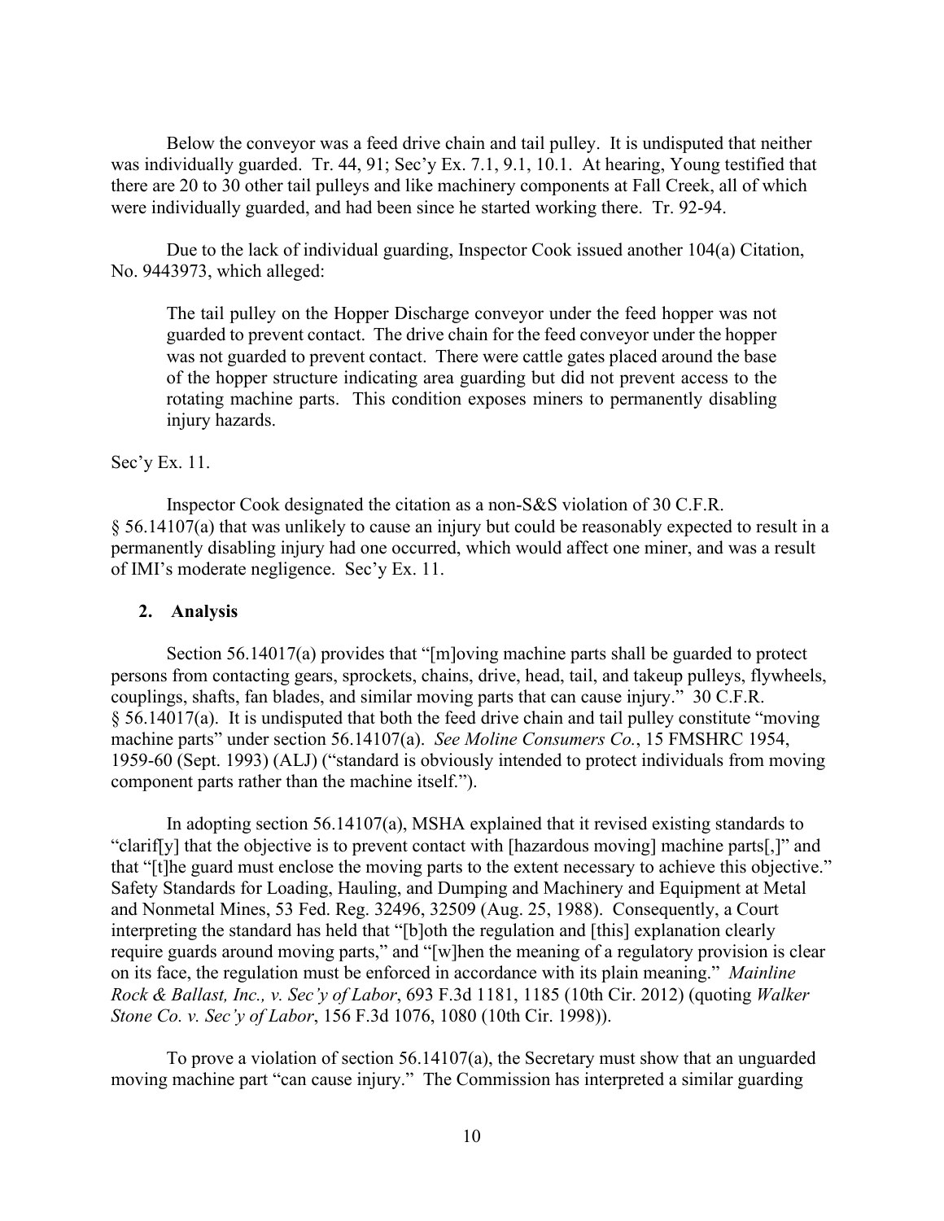Below the conveyor was a feed drive chain and tail pulley. It is undisputed that neither was individually guarded. Tr. 44, 91; Sec'y Ex. 7.1, 9.1, 10.1. At hearing, Young testified that there are 20 to 30 other tail pulleys and like machinery components at Fall Creek, all of which were individually guarded, and had been since he started working there. Tr. 92-94.

Due to the lack of individual guarding, Inspector Cook issued another 104(a) Citation, No. 9443973, which alleged:

> The tail pulley on the Hopper Discharge conveyor under the feed hopper was not guarded to prevent contact. The drive chain for the feed conveyor under the hopper was not guarded to prevent contact. There were cattle gates placed around the base of the hopper structure indicating area guarding but did not prevent access to the rotating machine parts. This condition exposes miners to permanently disabling injury hazards.

Sec'y Ex. 11.

Inspector Cook designated the citation as a non-S&S violation of 30 C.F.R. § 56.14107(a) that was unlikely to cause an injury but could be reasonably expected to result in a permanently disabling injury had one occurred, which would affect one miner, and was a result of IMI's moderate negligence. Sec'y Ex. 11.

### 2. Analysis

Section 56.14017(a) provides that "[m]oving machine parts shall be guarded to protect persons from contacting gears, sprockets, chains, drive, head, tail, and takeup pulleys, flywheels, couplings, shafts, fan blades, and similar moving parts that can cause injury." 30 C.F.R. § 56.14017(a). It is undisputed that both the feed drive chain and tail pulley constitute "moving machine parts" under section 56.14107(a). *See Moline Consumers Co.*, 15 FMSHRC 1954, 1959-60 (Sept. 1993) (ALJ) ("standard is obviously intended to protect individuals from moving component parts rather than the machine itself.").

In adopting section 56.14107(a), MSHA explained that it revised existing standards to "clarif[y] that the objective is to prevent contact with [hazardous moving] machine parts[,]" and that "[t]he guard must enclose the moving parts to the extent necessary to achieve this objective." Safety Standards for Loading, Hauling, and Dumping and Machinery and Equipment at Metal and Nonmetal Mines, 53 Fed. Reg. 32496, 32509 (Aug. 25, 1988). Consequently, a Court interpreting the standard has held that "[b]oth the regulation and [this] explanation clearly require guards around moving parts," and "[w]hen the meaning of a regulatory provision is clear on its face, the regulation must be enforced in accordance with its plain meaning." *Mainline Rock & Ballast, Inc., v. Sec'y of Labor*, 693 F.3d 1181, 1185 (10th Cir. 2012) (quoting *Walker Stone Co. v. Sec'y of Labor*, 156 F.3d 1076, 1080 (10th Cir. 1998)).

To prove a violation of section 56.14107(a), the Secretary must show that an unguarded moving machine part "can cause injury." The Commission has interpreted a similar guarding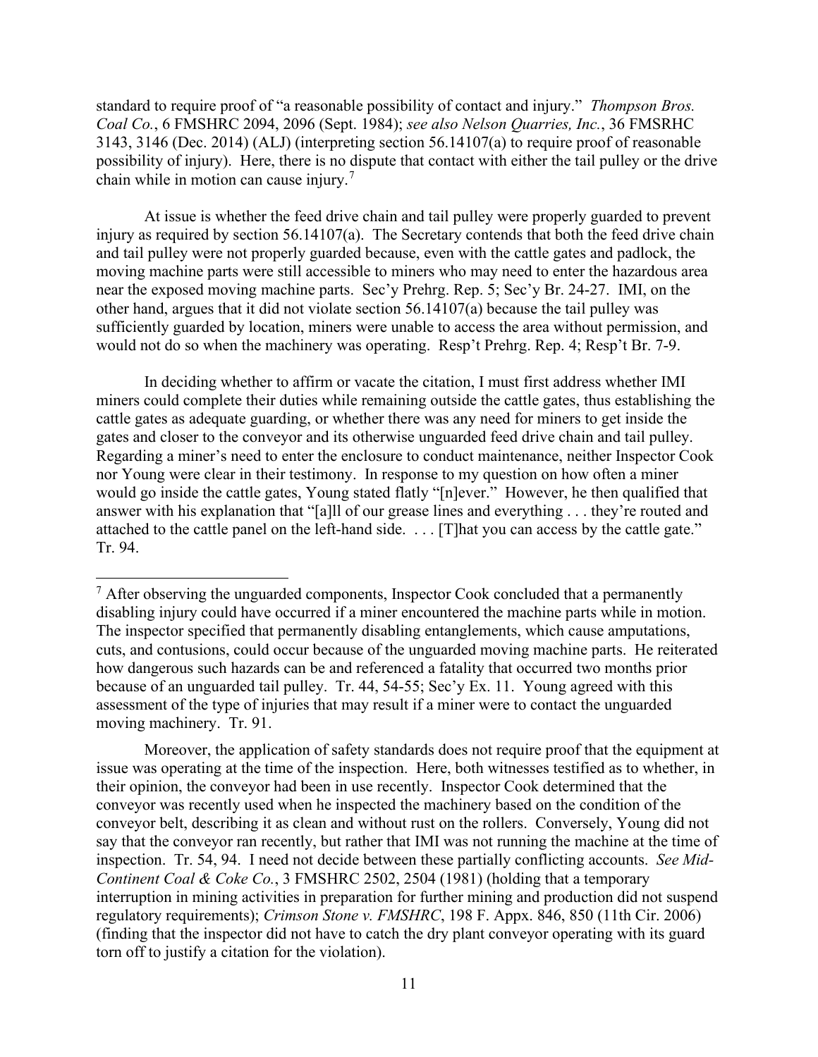standard to require proof of "a reasonable possibility of contact and injury." *Thompson Bros. Coal Co.*, 6 FMSHRC 2094, 2096 (Sept. 1984); *see also Nelson Quarries, Inc.*, 36 FMSRHC 3143, 3146 (Dec. 2014) (ALJ) (interpreting section 56.14107(a) to require proof of reasonable possibility of injury). Here, there is no dispute that contact with either the tail pulley or the drive chain while in motion can cause injury.[7]

At issue is whether the feed drive chain and tail pulley were properly guarded to prevent injury as required by section 56.14107(a). The Secretary contends that both the feed drive chain and tail pulley were not properly guarded because, even with the cattle gates and padlock, the moving machine parts were still accessible to miners who may need to enter the hazardous area near the exposed moving machine parts. Sec'y Prehrg. Rep. 5; Sec'y Br. 24-27. IMI, on the other hand, argues that it did not violate section 56.14107(a) because the tail pulley was sufficiently guarded by location, miners were unable to access the area without permission, and would not do so when the machinery was operating. Resp't Prehrg. Rep. 4; Resp't Br. 7-9.

In deciding whether to affirm or vacate the citation, I must first address whether IMI miners could complete their duties while remaining outside the cattle gates, thus establishing the cattle gates as adequate guarding, or whether there was any need for miners to get inside the gates and closer to the conveyor and its otherwise unguarded feed drive chain and tail pulley. Regarding a miner's need to enter the enclosure to conduct maintenance, neither Inspector Cook nor Young were clear in their testimony. In response to my question on how often a miner would go inside the cattle gates, Young stated flatly "[n]ever." However, he then qualified that answer with his explanation that "[a]ll of our grease lines and everything . . . they're routed and attached to the cattle panel on the left-hand side. . . . [T]hat you can access by the cattle gate." Tr. 94.

---

[7] After observing the unguarded components, Inspector Cook concluded that a permanently disabling injury could have occurred if a miner encountered the machine parts while in motion. The inspector specified that permanently disabling entanglements, which cause amputations, cuts, and contusions, could occur because of the unguarded moving machine parts. He reiterated how dangerous such hazards can be and referenced a fatality that occurred two months prior because of an unguarded tail pulley. Tr. 44, 54-55; Sec'y Ex. 11. Young agreed with this assessment of the type of injuries that may result if a miner were to contact the unguarded moving machinery. Tr. 91.

Moreover, the application of safety standards does not require proof that the equipment at issue was operating at the time of the inspection. Here, both witnesses testified as to whether, in their opinion, the conveyor had been in use recently. Inspector Cook determined that the conveyor was recently used when he inspected the machinery based on the condition of the conveyor belt, describing it as clean and without rust on the rollers. Conversely, Young did not say that the conveyor ran recently, but rather that IMI was not running the machine at the time of inspection. Tr. 54, 94. I need not decide between these partially conflicting accounts. *See Mid-Continent Coal & Coke Co.*, 3 FMSHRC 2502, 2504 (1981) (holding that a temporary interruption in mining activities in preparation for further mining and production did not suspend regulatory requirements); *Crimson Stone v. FMSHRC*, 198 F. Appx. 846, 850 (11th Cir. 2006) (finding that the inspector did not have to catch the dry plant conveyor operating with its guard torn off to justify a citation for the violation).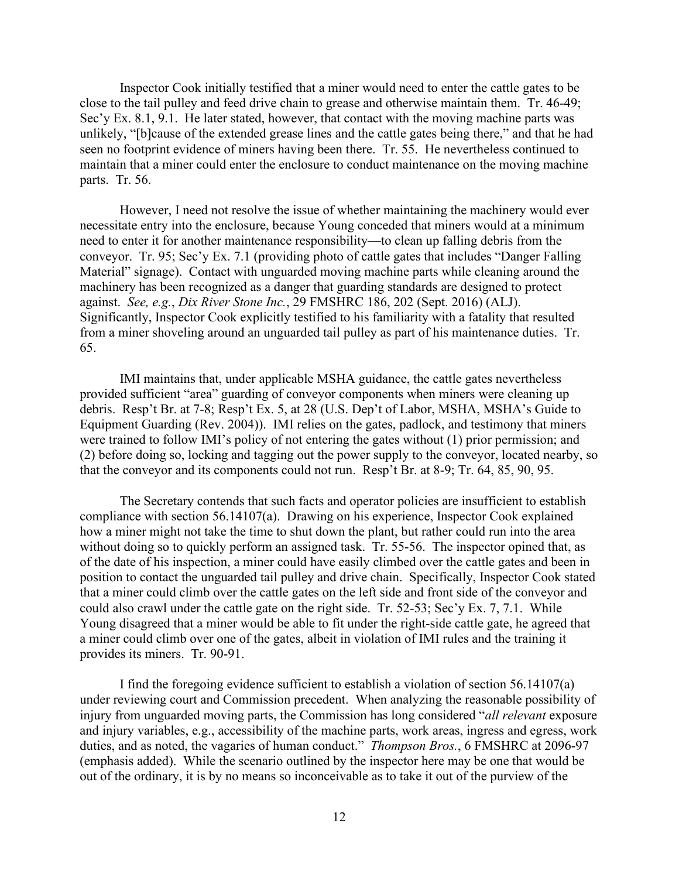Inspector Cook initially testified that a miner would need to enter the cattle gates to be close to the tail pulley and feed drive chain to grease and otherwise maintain them. Tr. 46-49; Sec'y Ex. 8.1, 9.1. He later stated, however, that contact with the moving machine parts was unlikely, "[b]cause of the extended grease lines and the cattle gates being there," and that he had seen no footprint evidence of miners having been there. Tr. 55. He nevertheless continued to maintain that a miner could enter the enclosure to conduct maintenance on the moving machine parts. Tr. 56.

However, I need not resolve the issue of whether maintaining the machinery would ever necessitate entry into the enclosure, because Young conceded that miners would at a minimum need to enter it for another maintenance responsibility—to clean up falling debris from the conveyor. Tr. 95; Sec'y Ex. 7.1 (providing photo of cattle gates that includes "Danger Falling Material" signage). Contact with unguarded moving machine parts while cleaning around the machinery has been recognized as a danger that guarding standards are designed to protect against. *See, e.g.*, *Dix River Stone Inc.*, 29 FMSHRC 186, 202 (Sept. 2016) (ALJ). Significantly, Inspector Cook explicitly testified to his familiarity with a fatality that resulted from a miner shoveling around an unguarded tail pulley as part of his maintenance duties. Tr. 65.

IMI maintains that, under applicable MSHA guidance, the cattle gates nevertheless provided sufficient "area" guarding of conveyor components when miners were cleaning up debris. Resp't Br. at 7-8; Resp't Ex. 5, at 28 (U.S. Dep't of Labor, MSHA, MSHA's Guide to Equipment Guarding (Rev. 2004)). IMI relies on the gates, padlock, and testimony that miners were trained to follow IMI's policy of not entering the gates without (1) prior permission; and (2) before doing so, locking and tagging out the power supply to the conveyor, located nearby, so that the conveyor and its components could not run. Resp't Br. at 8-9; Tr. 64, 85, 90, 95.

The Secretary contends that such facts and operator policies are insufficient to establish compliance with section 56.14107(a). Drawing on his experience, Inspector Cook explained how a miner might not take the time to shut down the plant, but rather could run into the area without doing so to quickly perform an assigned task. Tr. 55-56. The inspector opined that, as of the date of his inspection, a miner could have easily climbed over the cattle gates and been in position to contact the unguarded tail pulley and drive chain. Specifically, Inspector Cook stated that a miner could climb over the cattle gates on the left side and front side of the conveyor and could also crawl under the cattle gate on the right side. Tr. 52-53; Sec'y Ex. 7, 7.1. While Young disagreed that a miner would be able to fit under the right-side cattle gate, he agreed that a miner could climb over one of the gates, albeit in violation of IMI rules and the training it provides its miners. Tr. 90-91.

I find the foregoing evidence sufficient to establish a violation of section 56.14107(a) under reviewing court and Commission precedent. When analyzing the reasonable possibility of injury from unguarded moving parts, the Commission has long considered "*all relevant* exposure and injury variables, e.g., accessibility of the machine parts, work areas, ingress and egress, work duties, and as noted, the vagaries of human conduct." *Thompson Bros.*, 6 FMSHRC at 2096-97 (emphasis added). While the scenario outlined by the inspector here may be one that would be out of the ordinary, it is by no means so inconceivable as to take it out of the purview of the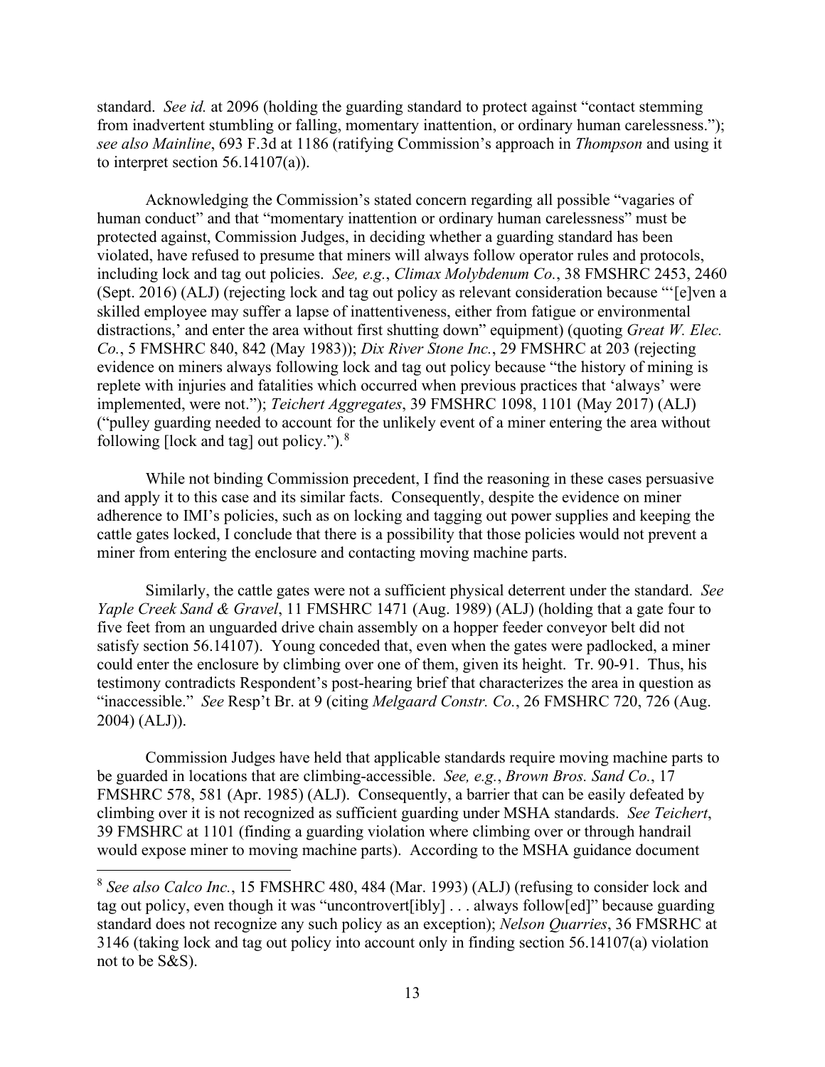standard. *See id.* at 2096 (holding the guarding standard to protect against "contact stemming from inadvertent stumbling or falling, momentary inattention, or ordinary human carelessness."); *see also Mainline*, 693 F.3d at 1186 (ratifying Commission's approach in *Thompson* and using it to interpret section 56.14107(a)).

Acknowledging the Commission's stated concern regarding all possible "vagaries of human conduct" and that "momentary inattention or ordinary human carelessness" must be protected against, Commission Judges, in deciding whether a guarding standard has been violated, have refused to presume that miners will always follow operator rules and protocols, including lock and tag out policies. *See, e.g.*, *Climax Molybdenum Co.*, 38 FMSHRC 2453, 2460 (Sept. 2016) (ALJ) (rejecting lock and tag out policy as relevant consideration because "'[e]ven a skilled employee may suffer a lapse of inattentiveness, either from fatigue or environmental distractions,' and enter the area without first shutting down" equipment) (quoting *Great W. Elec. Co.*, 5 FMSHRC 840, 842 (May 1983)); *Dix River Stone Inc.*, 29 FMSHRC at 203 (rejecting evidence on miners always following lock and tag out policy because "the history of mining is replete with injuries and fatalities which occurred when previous practices that 'always' were implemented, were not."); *Teichert Aggregates*, 39 FMSHRC 1098, 1101 (May 2017) (ALJ) ("pulley guarding needed to account for the unlikely event of a miner entering the area without following [lock and tag] out policy.").[8]

While not binding Commission precedent, I find the reasoning in these cases persuasive and apply it to this case and its similar facts. Consequently, despite the evidence on miner adherence to IMI's policies, such as on locking and tagging out power supplies and keeping the cattle gates locked, I conclude that there is a possibility that those policies would not prevent a miner from entering the enclosure and contacting moving machine parts.

Similarly, the cattle gates were not a sufficient physical deterrent under the standard. *See Yaple Creek Sand & Gravel*, 11 FMSHRC 1471 (Aug. 1989) (ALJ) (holding that a gate four to five feet from an unguarded drive chain assembly on a hopper feeder conveyor belt did not satisfy section 56.14107). Young conceded that, even when the gates were padlocked, a miner could enter the enclosure by climbing over one of them, given its height. Tr. 90-91. Thus, his testimony contradicts Respondent's post-hearing brief that characterizes the area in question as "inaccessible." *See* Resp't Br. at 9 (citing *Melgaard Constr. Co.*, 26 FMSHRC 720, 726 (Aug. 2004) (ALJ)).

Commission Judges have held that applicable standards require moving machine parts to be guarded in locations that are climbing-accessible. *See, e.g.*, *Brown Bros. Sand Co.*, 17 FMSHRC 578, 581 (Apr. 1985) (ALJ). Consequently, a barrier that can be easily defeated by climbing over it is not recognized as sufficient guarding under MSHA standards. *See Teichert*, 39 FMSHRC at 1101 (finding a guarding violation where climbing over or through handrail would expose miner to moving machine parts). According to the MSHA guidance document

---

[8] *See also Calco Inc.*, 15 FMSHRC 480, 484 (Mar. 1993) (ALJ) (refusing to consider lock and tag out policy, even though it was "uncontrovert[ibly] . . . always follow[ed]" because guarding standard does not recognize any such policy as an exception); *Nelson Quarries*, 36 FMSRHC at 3146 (taking lock and tag out policy into account only in finding section 56.14107(a) violation not to be S&S).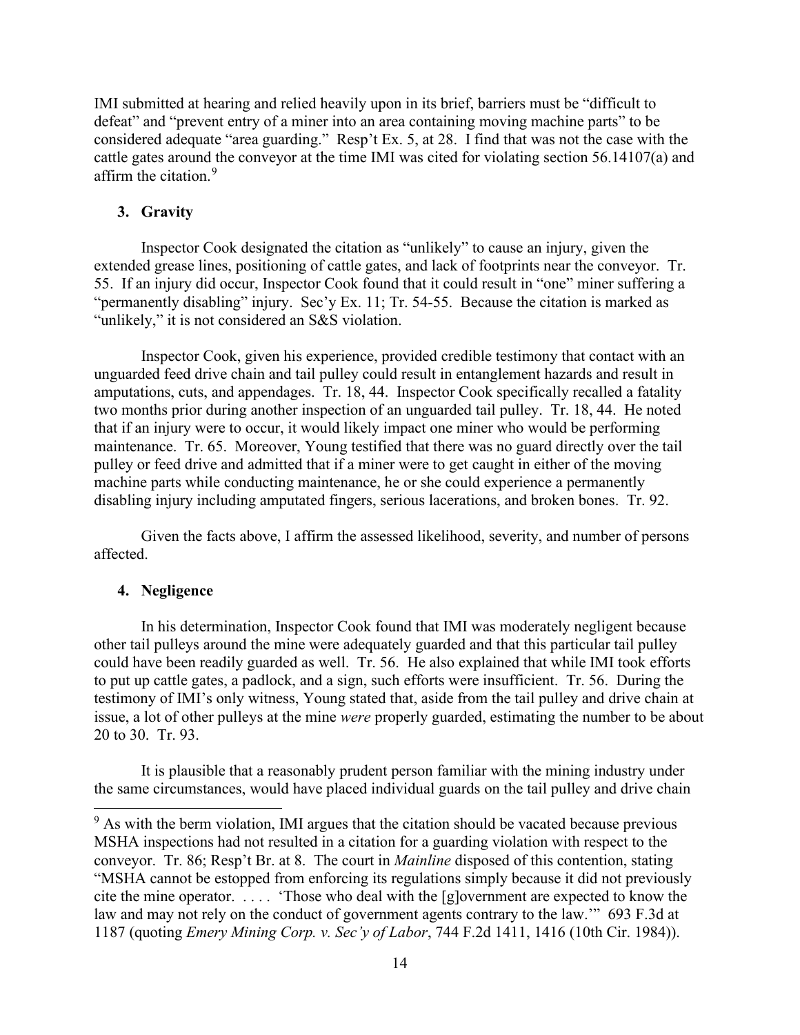IMI submitted at hearing and relied heavily upon in its brief, barriers must be "difficult to defeat" and "prevent entry of a miner into an area containing moving machine parts" to be considered adequate "area guarding." Resp't Ex. 5, at 28. I find that was not the case with the cattle gates around the conveyor at the time IMI was cited for violating section 56.14107(a) and affirm the citation.[9]

### 3. Gravity

Inspector Cook designated the citation as "unlikely" to cause an injury, given the extended grease lines, positioning of cattle gates, and lack of footprints near the conveyor. Tr. 55. If an injury did occur, Inspector Cook found that it could result in "one" miner suffering a "permanently disabling" injury. Sec'y Ex. 11; Tr. 54-55. Because the citation is marked as "unlikely," it is not considered an S&S violation.

Inspector Cook, given his experience, provided credible testimony that contact with an unguarded feed drive chain and tail pulley could result in entanglement hazards and result in amputations, cuts, and appendages. Tr. 18, 44. Inspector Cook specifically recalled a fatality two months prior during another inspection of an unguarded tail pulley. Tr. 18, 44. He noted that if an injury were to occur, it would likely impact one miner who would be performing maintenance. Tr. 65. Moreover, Young testified that there was no guard directly over the tail pulley or feed drive and admitted that if a miner were to get caught in either of the moving machine parts while conducting maintenance, he or she could experience a permanently disabling injury including amputated fingers, serious lacerations, and broken bones. Tr. 92.

Given the facts above, I affirm the assessed likelihood, severity, and number of persons affected.

### 4. Negligence

In his determination, Inspector Cook found that IMI was moderately negligent because other tail pulleys around the mine were adequately guarded and that this particular tail pulley could have been readily guarded as well. Tr. 56. He also explained that while IMI took efforts to put up cattle gates, a padlock, and a sign, such efforts were insufficient. Tr. 56. During the testimony of IMI's only witness, Young stated that, aside from the tail pulley and drive chain at issue, a lot of other pulleys at the mine *were* properly guarded, estimating the number to be about 20 to 30. Tr. 93.

It is plausible that a reasonably prudent person familiar with the mining industry under the same circumstances, would have placed individual guards on the tail pulley and drive chain

---

[9] As with the berm violation, IMI argues that the citation should be vacated because previous MSHA inspections had not resulted in a citation for a guarding violation with respect to the conveyor. Tr. 86; Resp't Br. at 8. The court in *Mainline* disposed of this contention, stating "MSHA cannot be estopped from enforcing its regulations simply because it did not previously cite the mine operator. . . . . 'Those who deal with the [g]overnment are expected to know the law and may not rely on the conduct of government agents contrary to the law.'" 693 F.3d at 1187 (quoting *Emery Mining Corp. v. Sec'y of Labor*, 744 F.2d 1411, 1416 (10th Cir. 1984)).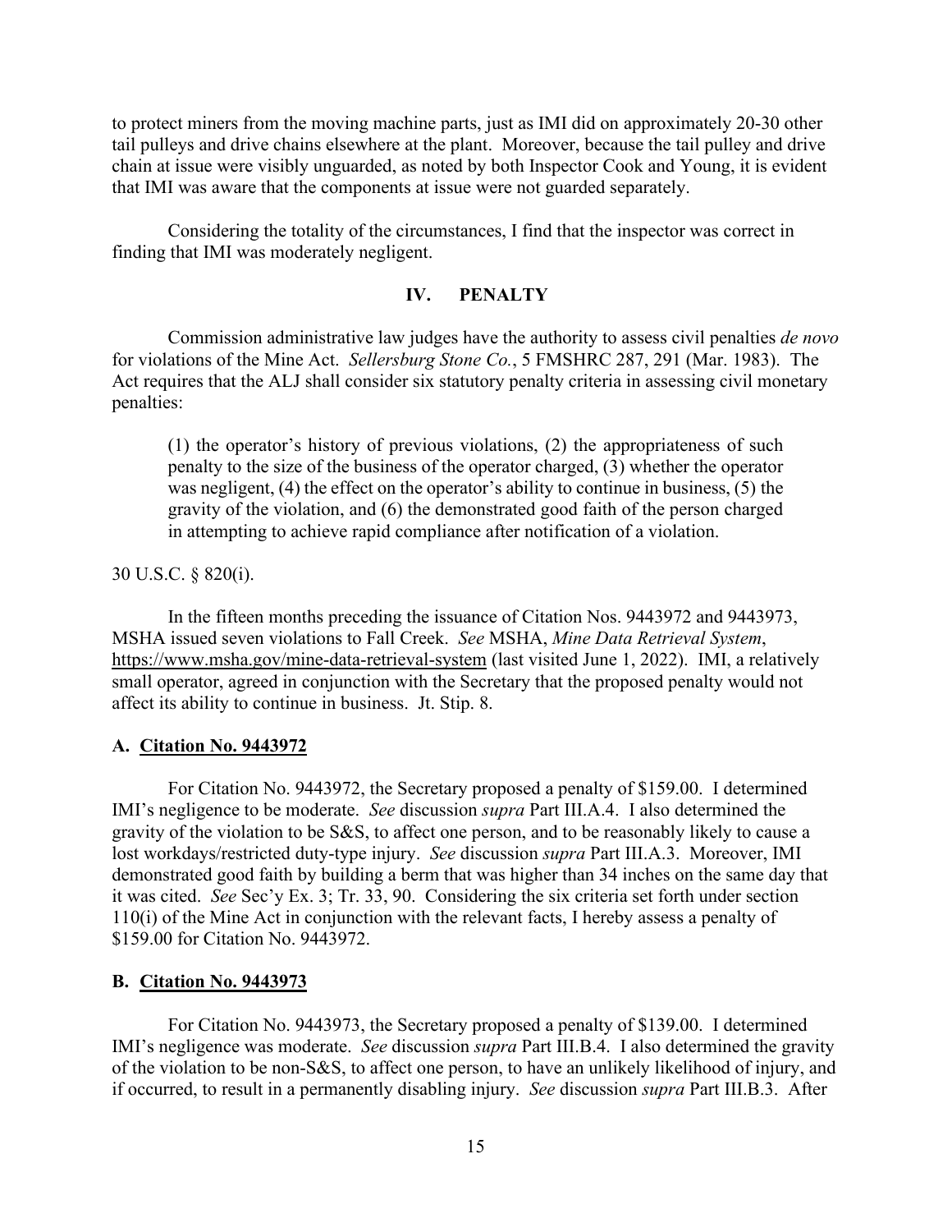to protect miners from the moving machine parts, just as IMI did on approximately 20-30 other tail pulleys and drive chains elsewhere at the plant. Moreover, because the tail pulley and drive chain at issue were visibly unguarded, as noted by both Inspector Cook and Young, it is evident that IMI was aware that the components at issue were not guarded separately.

Considering the totality of the circumstances, I find that the inspector was correct in finding that IMI was moderately negligent.

## IV. PENALTY

Commission administrative law judges have the authority to assess civil penalties *de novo* for violations of the Mine Act. *Sellersburg Stone Co.*, 5 FMSHRC 287, 291 (Mar. 1983). The Act requires that the ALJ shall consider six statutory penalty criteria in assessing civil monetary penalties:

> (1) the operator's history of previous violations, (2) the appropriateness of such penalty to the size of the business of the operator charged, (3) whether the operator was negligent, (4) the effect on the operator's ability to continue in business, (5) the gravity of the violation, and (6) the demonstrated good faith of the person charged in attempting to achieve rapid compliance after notification of a violation.

30 U.S.C. § 820(i).

In the fifteen months preceding the issuance of Citation Nos. 9443972 and 9443973, MSHA issued seven violations to Fall Creek. *See* MSHA, *Mine Data Retrieval System*, https://www.msha.gov/mine-data-retrieval-system (last visited June 1, 2022). IMI, a relatively small operator, agreed in conjunction with the Secretary that the proposed penalty would not affect its ability to continue in business. Jt. Stip. 8.

### A. Citation No. 9443972

For Citation No. 9443972, the Secretary proposed a penalty of $159.00. I determined IMI's negligence to be moderate. *See* discussion *supra* Part III.A.4. I also determined the gravity of the violation to be S&S, to affect one person, and to be reasonably likely to cause a lost workdays/restricted duty-type injury. *See* discussion *supra* Part III.A.3. Moreover, IMI demonstrated good faith by building a berm that was higher than 34 inches on the same day that it was cited. *See* Sec'y Ex. 3; Tr. 33, 90. Considering the six criteria set forth under section 110(i) of the Mine Act in conjunction with the relevant facts, I hereby assess a penalty of $159.00 for Citation No. 9443972.

### B. Citation No. 9443973

For Citation No. 9443973, the Secretary proposed a penalty of $139.00. I determined IMI's negligence was moderate. *See* discussion *supra* Part III.B.4. I also determined the gravity of the violation to be non-S&S, to affect one person, to have an unlikely likelihood of injury, and if occurred, to result in a permanently disabling injury. *See* discussion *supra* Part III.B.3. After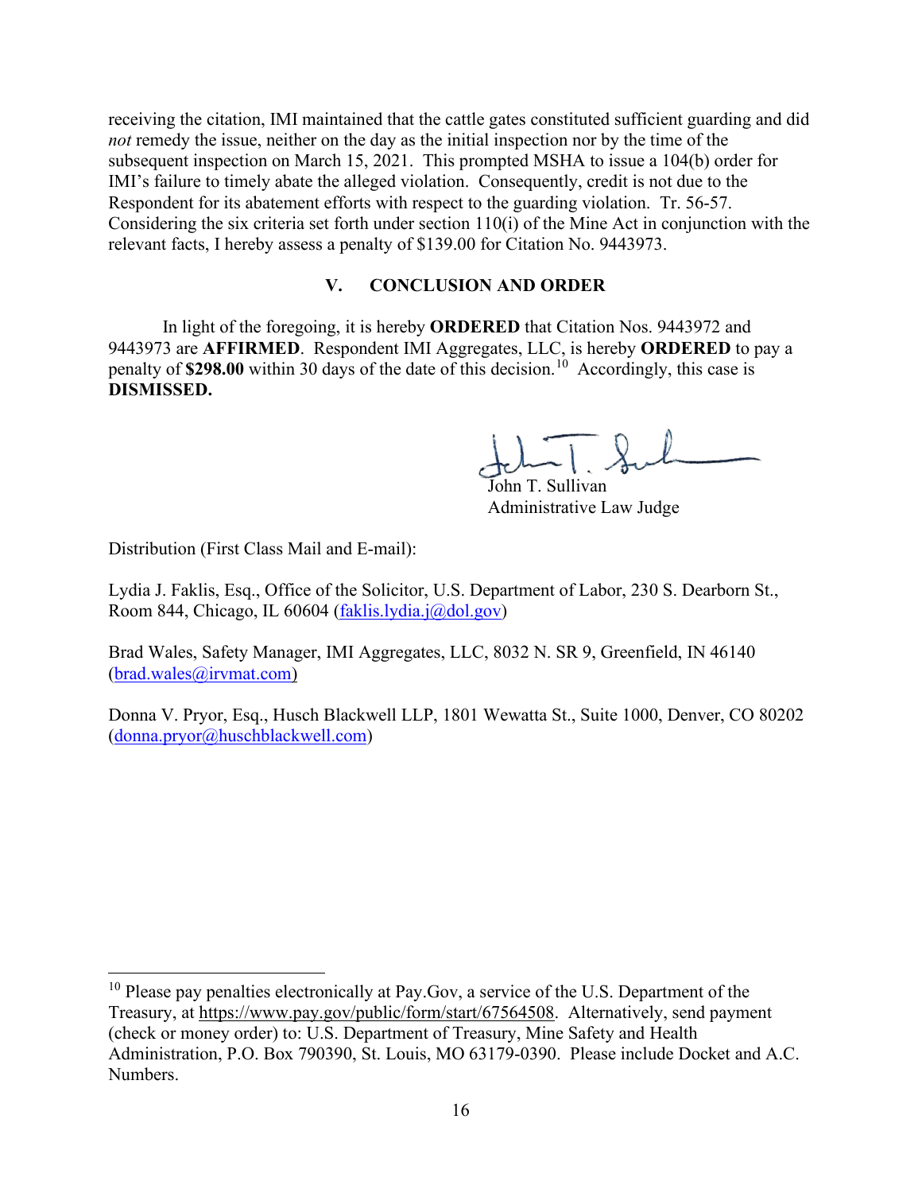receiving the citation, IMI maintained that the cattle gates constituted sufficient guarding and did *not* remedy the issue, neither on the day as the initial inspection nor by the time of the subsequent inspection on March 15, 2021. This prompted MSHA to issue a 104(b) order for IMI's failure to timely abate the alleged violation. Consequently, credit is not due to the Respondent for its abatement efforts with respect to the guarding violation. Tr. 56-57. Considering the six criteria set forth under section 110(i) of the Mine Act in conjunction with the relevant facts, I hereby assess a penalty of $139.00 for Citation No. 9443973.

## V. CONCLUSION AND ORDER

In light of the foregoing, it is hereby **ORDERED** that Citation Nos. 9443972 and 9443973 are **AFFIRMED**. Respondent IMI Aggregates, LLC, is hereby **ORDERED** to pay a penalty of **$298.00** within 30 days of the date of this decision.[10] Accordingly, this case is **DISMISSED.**

John T. Sullivan
Administrative Law Judge

Distribution (First Class Mail and E-mail):

Lydia J. Faklis, Esq., Office of the Solicitor, U.S. Department of Labor, 230 S. Dearborn St., Room 844, Chicago, IL 60604 (faklis.lydia.j@dol.gov)

Brad Wales, Safety Manager, IMI Aggregates, LLC, 8032 N. SR 9, Greenfield, IN 46140 (brad.wales@irvmat.com)

Donna V. Pryor, Esq., Husch Blackwell LLP, 1801 Wewatta St., Suite 1000, Denver, CO 80202 (donna.pryor@huschblackwell.com)

---

[10] Please pay penalties electronically at Pay.Gov, a service of the U.S. Department of the Treasury, at https://www.pay.gov/public/form/start/67564508. Alternatively, send payment (check or money order) to: U.S. Department of Treasury, Mine Safety and Health Administration, P.O. Box 790390, St. Louis, MO 63179-0390. Please include Docket and A.C. Numbers.